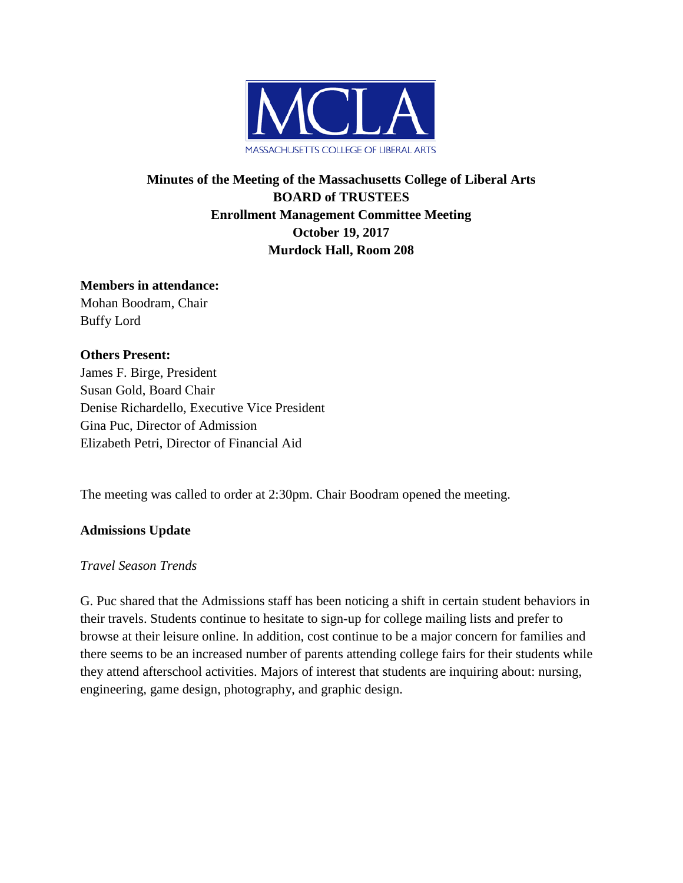MCLA

MASSACHUSETTS COLLEGE OF LIBERAL ARTS

**Minutes of the Meeting of the Massachusetts College of Liberal Arts**
**BOARD of TRUSTEES**
**Enrollment Management Committee Meeting**
**October 19, 2017**
**Murdock Hall, Room 208**

**Members in attendance:**
Mohan Boodram, Chair
Buffy Lord

**Others Present:**
James F. Birge, President
Susan Gold, Board Chair
Denise Richardello, Executive Vice President
Gina Puc, Director of Admission
Elizabeth Petri, Director of Financial Aid

The meeting was called to order at 2:30pm. Chair Boodram opened the meeting.

**Admissions Update**

*Travel Season Trends*

G. Puc shared that the Admissions staff has been noticing a shift in certain student behaviors in their travels. Students continue to hesitate to sign-up for college mailing lists and prefer to browse at their leisure online. In addition, cost continue to be a major concern for families and there seems to be an increased number of parents attending college fairs for their students while they attend afterschool activities. Majors of interest that students are inquiring about: nursing, engineering, game design, photography, and graphic design.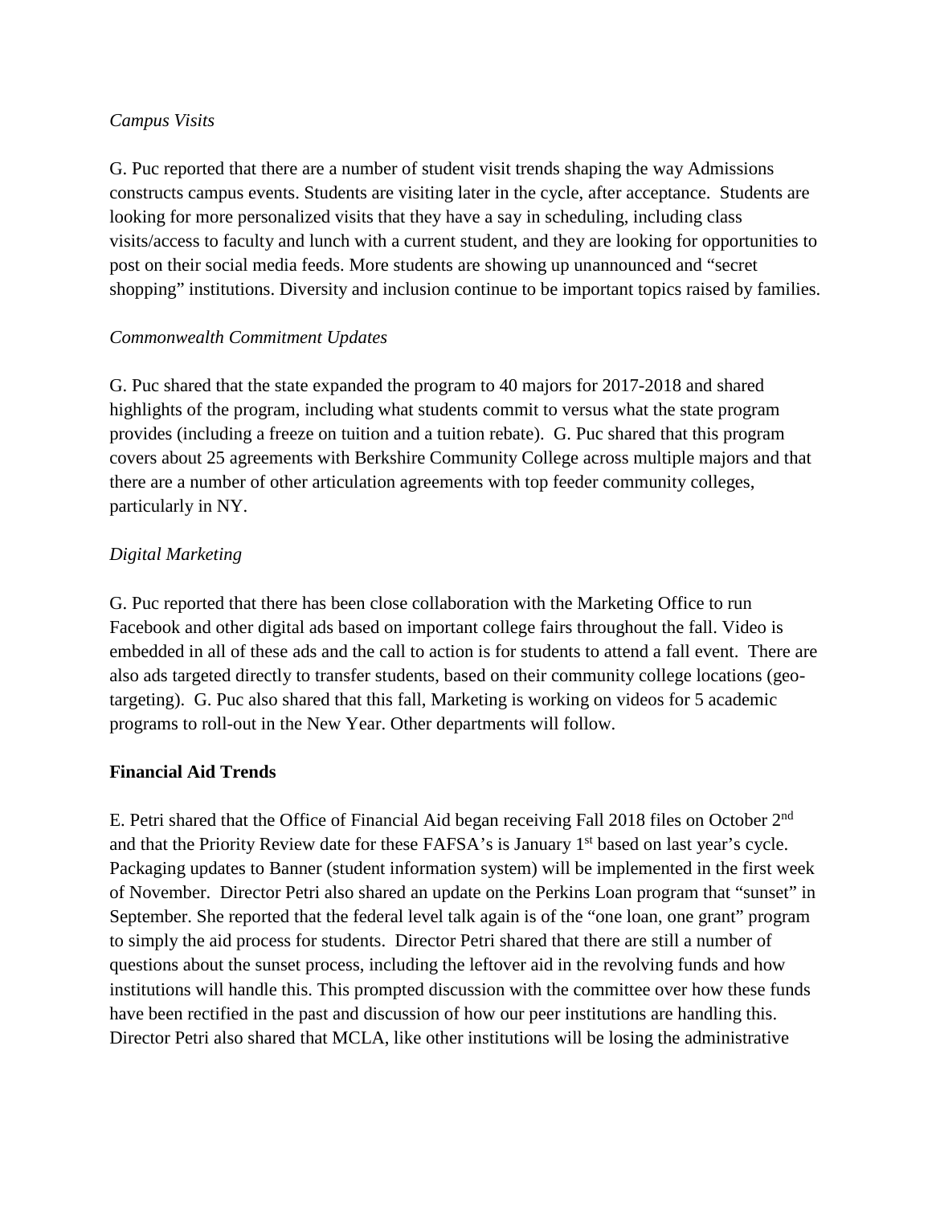*Campus Visits*

G. Puc reported that there are a number of student visit trends shaping the way Admissions constructs campus events. Students are visiting later in the cycle, after acceptance. Students are looking for more personalized visits that they have a say in scheduling, including class visits/access to faculty and lunch with a current student, and they are looking for opportunities to post on their social media feeds. More students are showing up unannounced and "secret shopping" institutions. Diversity and inclusion continue to be important topics raised by families.

*Commonwealth Commitment Updates*

G. Puc shared that the state expanded the program to 40 majors for 2017-2018 and shared highlights of the program, including what students commit to versus what the state program provides (including a freeze on tuition and a tuition rebate). G. Puc shared that this program covers about 25 agreements with Berkshire Community College across multiple majors and that there are a number of other articulation agreements with top feeder community colleges, particularly in NY.

*Digital Marketing*

G. Puc reported that there has been close collaboration with the Marketing Office to run Facebook and other digital ads based on important college fairs throughout the fall. Video is embedded in all of these ads and the call to action is for students to attend a fall event. There are also ads targeted directly to transfer students, based on their community college locations (geo-targeting). G. Puc also shared that this fall, Marketing is working on videos for 5 academic programs to roll-out in the New Year. Other departments will follow.

**Financial Aid Trends**

E. Petri shared that the Office of Financial Aid began receiving Fall 2018 files on October 2nd and that the Priority Review date for these FAFSA's is January 1st based on last year's cycle. Packaging updates to Banner (student information system) will be implemented in the first week of November. Director Petri also shared an update on the Perkins Loan program that "sunset" in September. She reported that the federal level talk again is of the "one loan, one grant" program to simply the aid process for students. Director Petri shared that there are still a number of questions about the sunset process, including the leftover aid in the revolving funds and how institutions will handle this. This prompted discussion with the committee over how these funds have been rectified in the past and discussion of how our peer institutions are handling this. Director Petri also shared that MCLA, like other institutions will be losing the administrative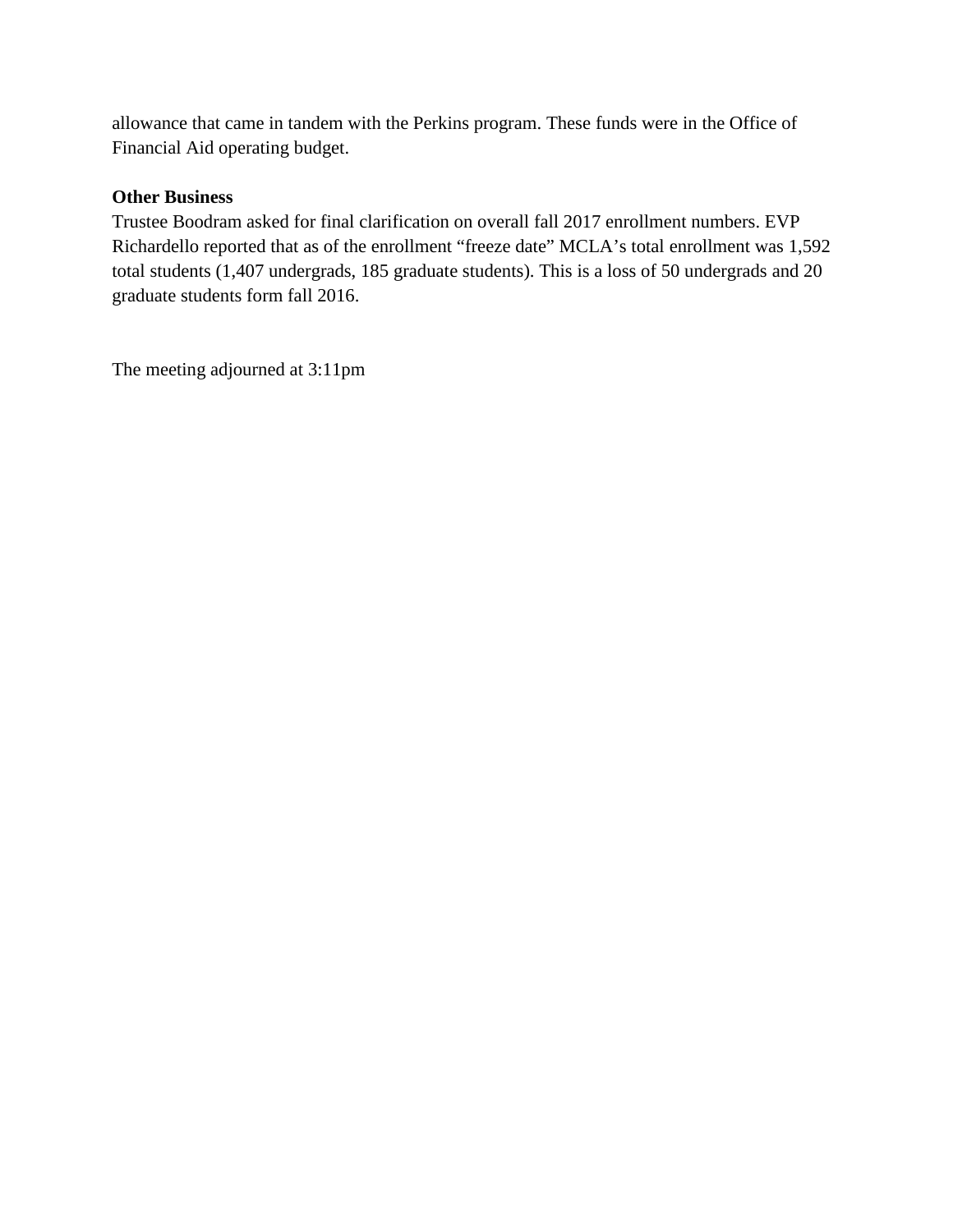allowance that came in tandem with the Perkins program. These funds were in the Office of Financial Aid operating budget.

**Other Business**

Trustee Boodram asked for final clarification on overall fall 2017 enrollment numbers. EVP Richardello reported that as of the enrollment “freeze date” MCLA’s total enrollment was 1,592 total students (1,407 undergrads, 185 graduate students). This is a loss of 50 undergrads and 20 graduate students form fall 2016.

The meeting adjourned at 3:11pm